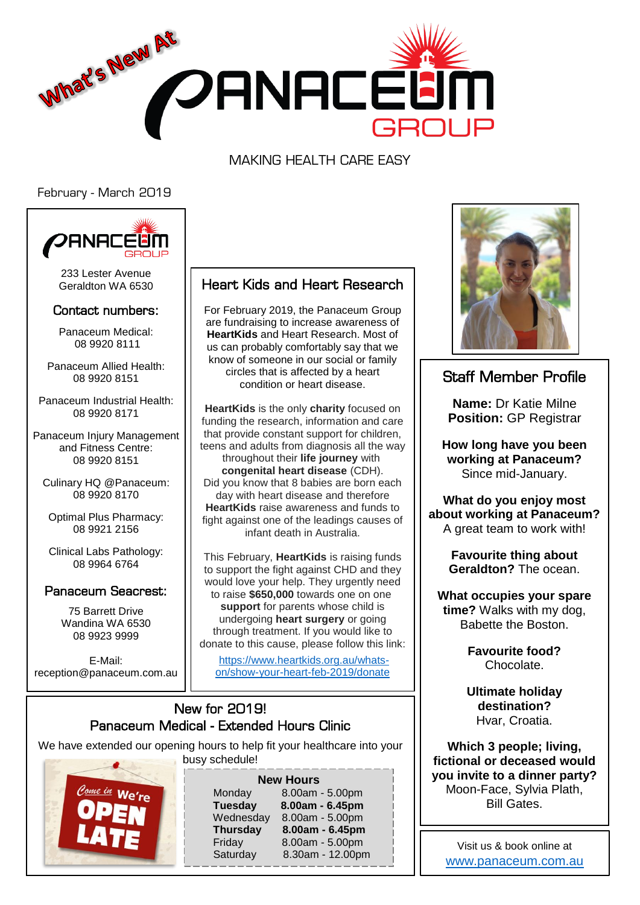# What's New At PANACEUM GROUP

MAKING HEALTH CARE EASY

February - March 2019

233 Lester Avenue
Geraldton WA 6530

## Contact numbers:

Panaceum Medical:
08 9920 8111

Panaceum Allied Health:
08 9920 8151

Panaceum Industrial Health:
08 9920 8171

Panaceum Injury Management and Fitness Centre:
08 9920 8151

Culinary HQ @Panaceum:
08 9920 8170

Optimal Plus Pharmacy:
08 9921 2156

Clinical Labs Pathology:
08 9964 6764

## Panaceum Seacrest:

75 Barrett Drive
Wandina WA 6530
08 9923 9999

E-Mail:
reception@panaceum.com.au

## Heart Kids and Heart Research

For February 2019, the Panaceum Group are fundraising to increase awareness of **HeartKids** and Heart Research. Most of us can probably comfortably say that we know of someone in our social or family circles that is affected by a heart condition or heart disease.

**HeartKids** is the only **charity** focused on funding the research, information and care that provide constant support for children, teens and adults from diagnosis all the way throughout their **life journey** with **congenital heart disease** (CDH). Did you know that 8 babies are born each day with heart disease and therefore **HeartKids** raise awareness and funds to fight against one of the leadings causes of infant death in Australia.

This February, **HeartKids** is raising funds to support the fight against CHD and they would love your help. They urgently need to raise **$650,000** towards one on one **support** for parents whose child is undergoing **heart surgery** or going through treatment. If you would like to donate to this cause, please follow this link:

https://www.heartkids.org.au/whats-on/show-your-heart-feb-2019/donate

## Staff Member Profile

**Name:** Dr Katie Milne
**Position:** GP Registrar

**How long have you been working at Panaceum?**
Since mid-January.

**What do you enjoy most about working at Panaceum?**
A great team to work with!

**Favourite thing about Geraldton?** The ocean.

**What occupies your spare time?** Walks with my dog, Babette the Boston.

**Favourite food?**
Chocolate.

**Ultimate holiday destination?**
Hvar, Croatia.

**Which 3 people; living, fictional or deceased would you invite to a dinner party?**
Moon-Face, Sylvia Plath, Bill Gates.

## New for 2019!
## Panaceum Medical - Extended Hours Clinic

We have extended our opening hours to help fit your healthcare into your busy schedule!

Come in We're OPEN LATE

**New Hours**

| Day | Hours |
|---|---|
| Monday | 8.00am - 5.00pm |
| **Tuesday** | **8.00am - 6.45pm** |
| Wednesday | 8.00am - 5.00pm |
| **Thursday** | **8.00am - 6.45pm** |
| Friday | 8.00am - 5.00pm |
| Saturday | 8.30am - 12.00pm |

Visit us & book online at
www.panaceum.com.au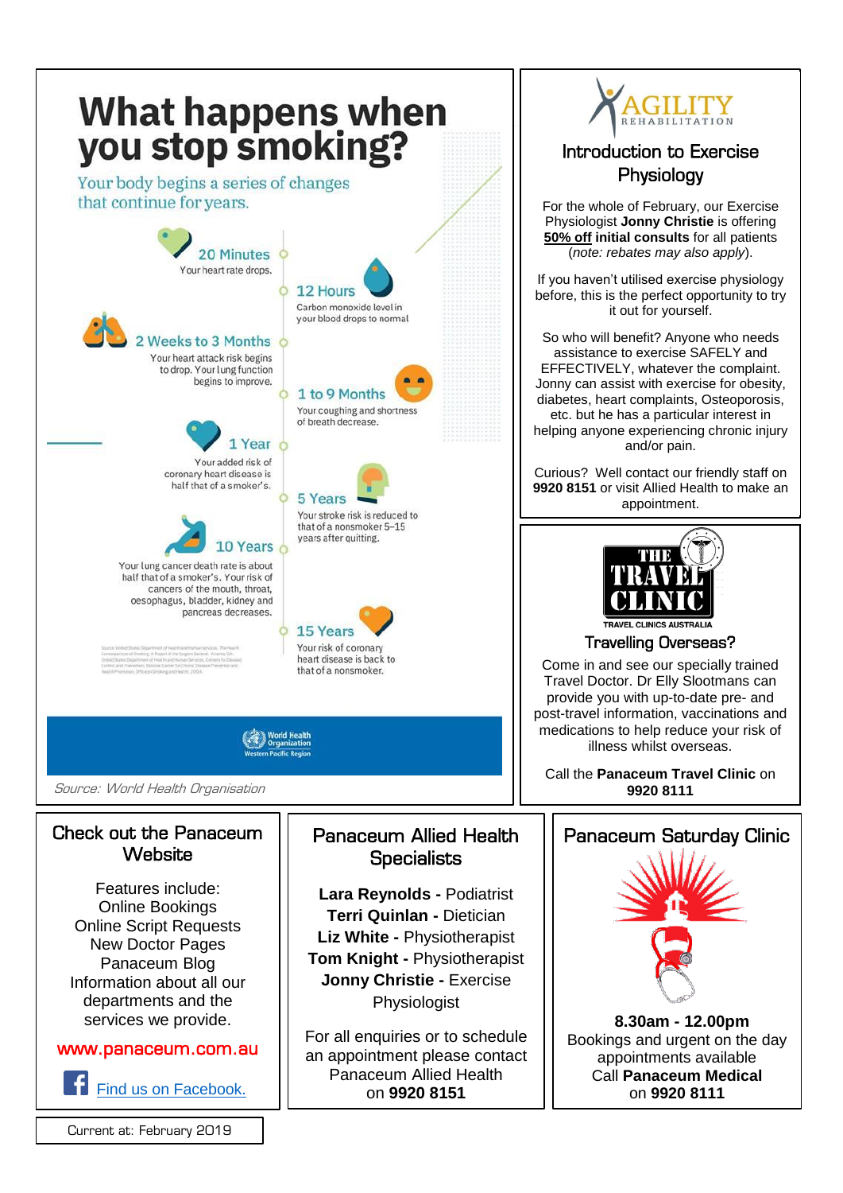# What happens when you stop smoking?

Your body begins a series of changes that continue for years.

**20 Minutes**
Your heart rate drops.

**12 Hours**
Carbon monoxide level in your blood drops to normal

**2 Weeks to 3 Months**
Your heart attack risk begins to drop. Your lung function begins to improve.

**1 to 9 Months**
Your coughing and shortness of breath decrease.

**1 Year**
Your added risk of coronary heart disease is half that of a smoker's.

**5 Years**
Your stroke risk is reduced to that of a nonsmoker 5–15 years after quitting.

**10 Years**
Your lung cancer death rate is about half that of a smoker's. Your risk of cancers of the mouth, throat, oesophagus, bladder, kidney and pancreas decreases.

**15 Years**
Your risk of coronary heart disease is back to that of a nonsmoker.

World Health Organization
Western Pacific Region

*Source: World Health Organisation*

## AGILITY REHABILITATION

### Introduction to Exercise Physiology

For the whole of February, our Exercise Physiologist **Jonny Christie** is offering **50% off initial consults** for all patients (*note: rebates may also apply*).

If you haven't utilised exercise physiology before, this is the perfect opportunity to try it out for yourself.

So who will benefit? Anyone who needs assistance to exercise SAFELY and EFFECTIVELY, whatever the complaint. Jonny can assist with exercise for obesity, diabetes, heart complaints, Osteoporosis, etc. but he has a particular interest in helping anyone experiencing chronic injury and/or pain.

Curious? Well contact our friendly staff on **9920 8151** or visit Allied Health to make an appointment.

## THE TRAVEL CLINIC

TRAVEL CLINICS AUSTRALIA

### Travelling Overseas?

Come in and see our specially trained Travel Doctor. Dr Elly Slootmans can provide you with up-to-date pre- and post-travel information, vaccinations and medications to help reduce your risk of illness whilst overseas.

Call the **Panaceum Travel Clinic** on **9920 8111**

## Check out the Panaceum Website

Features include:
Online Bookings
Online Script Requests
New Doctor Pages
Panaceum Blog
Information about all our departments and the services we provide.

www.panaceum.com.au

Find us on Facebook.

## Panaceum Allied Health Specialists

**Lara Reynolds -** Podiatrist
**Terri Quinlan -** Dietician
**Liz White -** Physiotherapist
**Tom Knight -** Physiotherapist
**Jonny Christie -** Exercise Physiologist

For all enquiries or to schedule an appointment please contact Panaceum Allied Health on **9920 8151**

## Panaceum Saturday Clinic

**8.30am - 12.00pm**
Bookings and urgent on the day appointments available
Call **Panaceum Medical** on **9920 8111**

Current at: February 2019